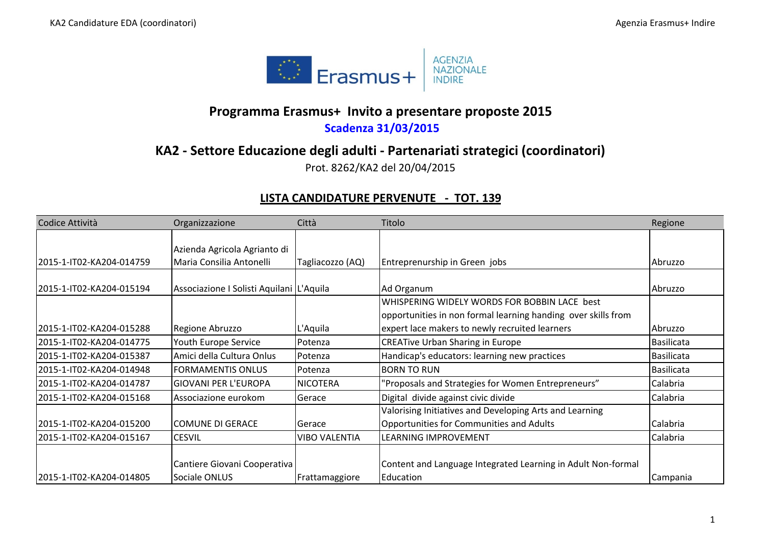## Programma Erasmus+ Invito a presentare proposte 2015

**Scadenza 31/03/2015**

## KA2 - Settore Educazione degli adulti - Partenariati strategici (coordinatori)

Prot. 8262/KA2 del 20/04/2015

### LISTA CANDIDATURE PERVENUTE - TOT. 139

| Codice Attività | Organizzazione | Città | Titolo | Regione |
|---|---|---|---|---|
| 2015-1-IT02-KA204-014759 | Azienda Agricola Agrianto di Maria Consilia Antonelli | Tagliacozzo (AQ) | Entreprenurship in Green jobs | Abruzzo |
| 2015-1-IT02-KA204-015194 | Associazione I Solisti Aquilani | L'Aquila | Ad Organum | Abruzzo |
| 2015-1-IT02-KA204-015288 | Regione Abruzzo | L'Aquila | WHISPERING WIDELY WORDS FOR BOBBIN LACE best opportunities in non formal learning handing over skills from expert lace makers to newly recruited learners | Abruzzo |
| 2015-1-IT02-KA204-014775 | Youth Europe Service | Potenza | CREATive Urban Sharing in Europe | Basilicata |
| 2015-1-IT02-KA204-015387 | Amici della Cultura Onlus | Potenza | Handicap's educators: learning new practices | Basilicata |
| 2015-1-IT02-KA204-014948 | FORMAMENTIS ONLUS | Potenza | BORN TO RUN | Basilicata |
| 2015-1-IT02-KA204-014787 | GIOVANI PER L'EUROPA | NICOTERA | "Proposals and Strategies for Women Entrepreneurs" | Calabria |
| 2015-1-IT02-KA204-015168 | Associazione eurokom | Gerace | Digital divide against civic divide | Calabria |
| 2015-1-IT02-KA204-015200 | COMUNE DI GERACE | Gerace | Valorising Initiatives and Developing Arts and Learning Opportunities for Communities and Adults | Calabria |
| 2015-1-IT02-KA204-015167 | CESVIL | VIBO VALENTIA | LEARNING IMPROVEMENT | Calabria |
| 2015-1-IT02-KA204-014805 | Cantiere Giovani Cooperativa Sociale ONLUS | Frattamaggiore | Content and Language Integrated Learning in Adult Non-formal Education | Campania |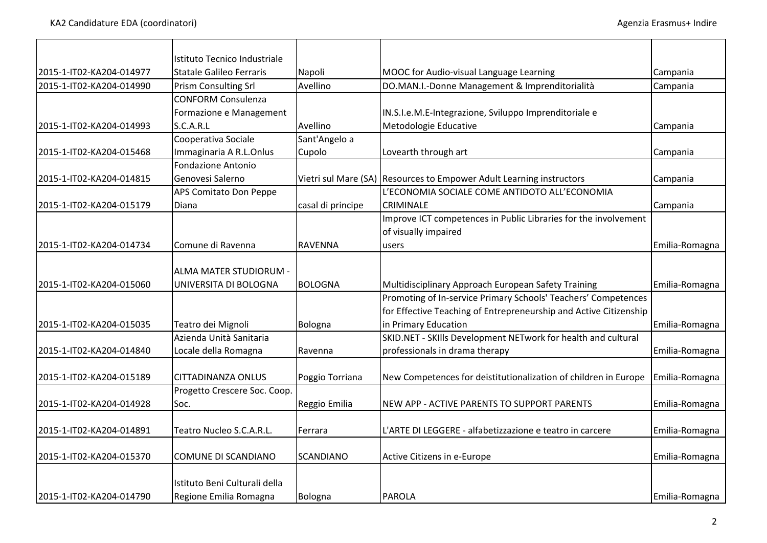| | | | | |
|---|---|---|---|---|
| 2015-1-IT02-KA204-014977 | Istituto Tecnico Industriale Statale Galileo Ferraris | Napoli | MOOC for Audio-visual Language Learning | Campania |
| 2015-1-IT02-KA204-014990 | Prism Consulting Srl | Avellino | DO.MAN.I.-Donne Management & Imprenditorialità | Campania |
| 2015-1-IT02-KA204-014993 | CONFORM Consulenza Formazione e Management S.C.A.R.L | Avellino | IN.S.I.e.M.E-Integrazione, Sviluppo Imprenditoriale e Metodologie Educative | Campania |
| 2015-1-IT02-KA204-015468 | Cooperativa Sociale Immaginaria A R.L.Onlus | Sant'Angelo a Cupolo | Lovearth through art | Campania |
| 2015-1-IT02-KA204-014815 | Fondazione Antonio Genovesi Salerno | Vietri sul Mare (SA) | Resources to Empower Adult Learning instructors | Campania |
| 2015-1-IT02-KA204-015179 | APS Comitato Don Peppe Diana | casal di principe | L'ECONOMIA SOCIALE COME ANTIDOTO ALL'ECONOMIA CRIMINALE | Campania |
| 2015-1-IT02-KA204-014734 | Comune di Ravenna | RAVENNA | Improve ICT competences in Public Libraries for the involvement of visually impaired users | Emilia-Romagna |
| 2015-1-IT02-KA204-015060 | ALMA MATER STUDIORUM - UNIVERSITA DI BOLOGNA | BOLOGNA | Multidisciplinary Approach European Safety Training | Emilia-Romagna |
| 2015-1-IT02-KA204-015035 | Teatro dei Mignoli | Bologna | Promoting of In-service Primary Schools' Teachers' Competences for Effective Teaching of Entrepreneurship and Active Citizenship in Primary Education | Emilia-Romagna |
| 2015-1-IT02-KA204-014840 | Azienda Unità Sanitaria Locale della Romagna | Ravenna | SKID.NET - SKIlls Development NETwork for health and cultural professionals in drama therapy | Emilia-Romagna |
| 2015-1-IT02-KA204-015189 | CITTADINANZA ONLUS | Poggio Torriana | New Competences for deistitutionalization of children in Europe | Emilia-Romagna |
| 2015-1-IT02-KA204-014928 | Progetto Crescere Soc. Coop. Soc. | Reggio Emilia | NEW APP - ACTIVE PARENTS TO SUPPORT PARENTS | Emilia-Romagna |
| 2015-1-IT02-KA204-014891 | Teatro Nucleo S.C.A.R.L. | Ferrara | L'ARTE DI LEGGERE - alfabetizzazione e teatro in carcere | Emilia-Romagna |
| 2015-1-IT02-KA204-015370 | COMUNE DI SCANDIANO | SCANDIANO | Active Citizens in e-Europe | Emilia-Romagna |
| 2015-1-IT02-KA204-014790 | Istituto Beni Culturali della Regione Emilia Romagna | Bologna | PAROLA | Emilia-Romagna |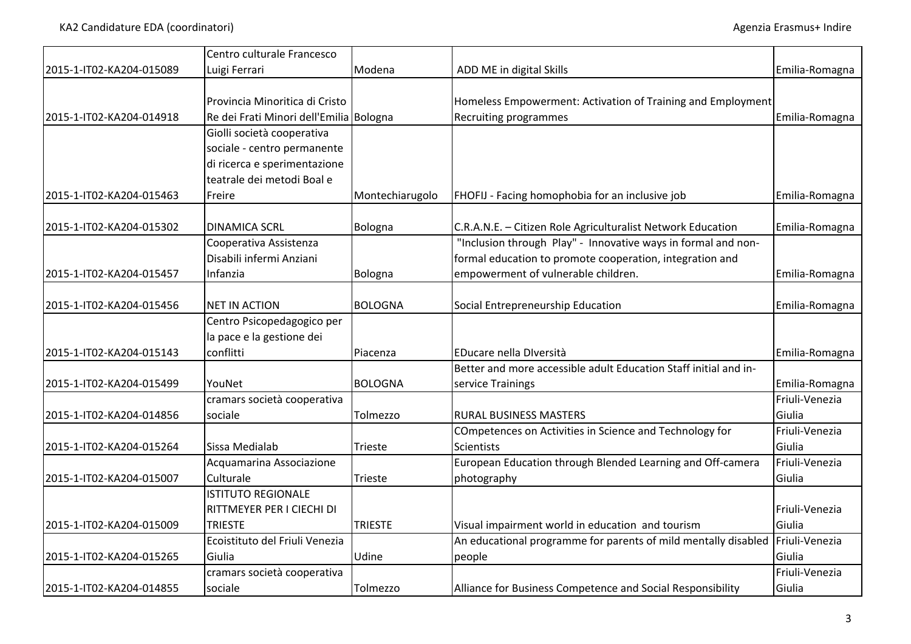| | | | | |
|---|---|---|---|---|
| 2015-1-IT02-KA204-015089 | Centro culturale Francesco Luigi Ferrari | Modena | ADD ME in digital Skills | Emilia-Romagna |
| 2015-1-IT02-KA204-014918 | Provincia Minoritica di Cristo Re dei Frati Minori dell'Emilia | Bologna | Homeless Empowerment: Activation of Training and Employment Recruiting programmes | Emilia-Romagna |
| 2015-1-IT02-KA204-015463 | Giolli società cooperativa sociale - centro permanente di ricerca e sperimentazione teatrale dei metodi Boal e Freire | Montechiarugolo | FHOFIJ - Facing homophobia for an inclusive job | Emilia-Romagna |
| 2015-1-IT02-KA204-015302 | DINAMICA SCRL | Bologna | C.R.A.N.E. – Citizen Role Agriculturalist Network Education | Emilia-Romagna |
| 2015-1-IT02-KA204-015457 | Cooperativa Assistenza Disabili infermi Anziani Infanzia | Bologna | "Inclusion through Play" - Innovative ways in formal and non-formal education to promote cooperation, integration and empowerment of vulnerable children. | Emilia-Romagna |
| 2015-1-IT02-KA204-015456 | NET IN ACTION | BOLOGNA | Social Entrepreneurship Education | Emilia-Romagna |
| 2015-1-IT02-KA204-015143 | Centro Psicopedagogico per la pace e la gestione dei conflitti | Piacenza | EDucare nella DIversità | Emilia-Romagna |
| 2015-1-IT02-KA204-015499 | YouNet | BOLOGNA | Better and more accessible adult Education Staff initial and in-service Trainings | Emilia-Romagna |
| 2015-1-IT02-KA204-014856 | cramars società cooperativa sociale | Tolmezzo | RURAL BUSINESS MASTERS | Friuli-Venezia Giulia |
| 2015-1-IT02-KA204-015264 | Sissa Medialab | Trieste | COmpetences on Activities in Science and Technology for Scientists | Friuli-Venezia Giulia |
| 2015-1-IT02-KA204-015007 | Acquamarina Associazione Culturale | Trieste | European Education through Blended Learning and Off-camera photography | Friuli-Venezia Giulia |
| 2015-1-IT02-KA204-015009 | ISTITUTO REGIONALE RITTMEYER PER I CIECHI DI TRIESTE | TRIESTE | Visual impairment world in education and tourism | Friuli-Venezia Giulia |
| 2015-1-IT02-KA204-015265 | Ecoistituto del Friuli Venezia Giulia | Udine | An educational programme for parents of mild mentally disabled people | Friuli-Venezia Giulia |
| 2015-1-IT02-KA204-014855 | cramars società cooperativa sociale | Tolmezzo | Alliance for Business Competence and Social Responsibility | Friuli-Venezia Giulia |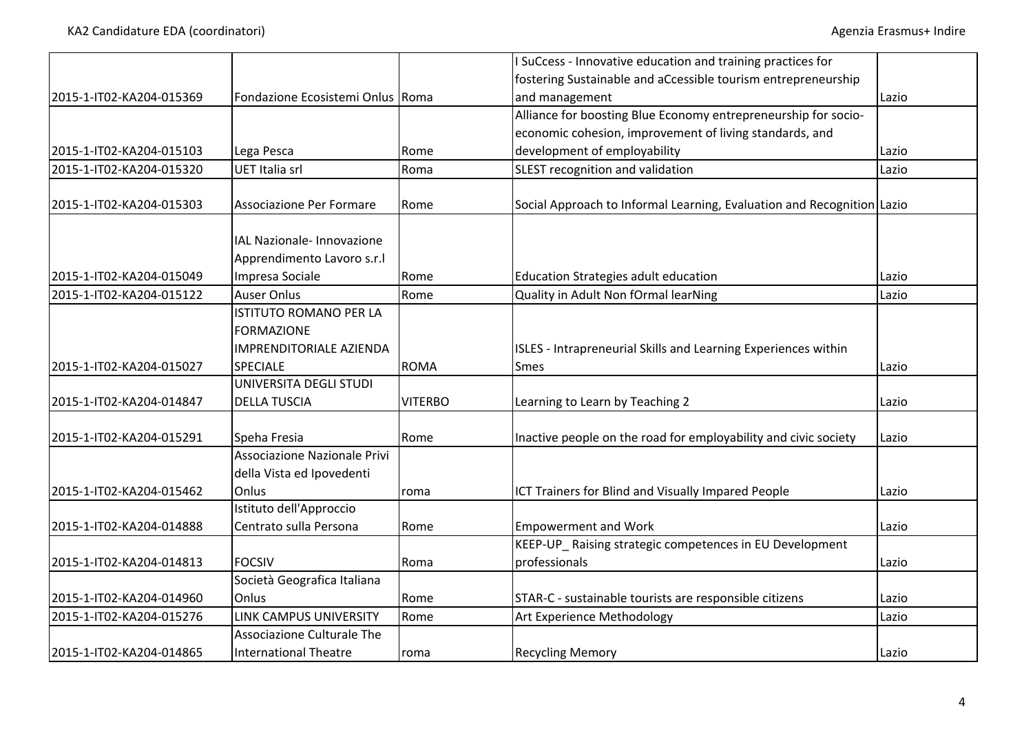| | | | | |
|---|---|---|---|---|
| 2015-1-IT02-KA204-015369 | Fondazione Ecosistemi Onlus | Roma | I SuCcess - Innovative education and training practices for fostering Sustainable and aCcessible tourism entrepreneurship and management | Lazio |
| 2015-1-IT02-KA204-015103 | Lega Pesca | Rome | Alliance for boosting Blue Economy entrepreneurship for socio-economic cohesion, improvement of living standards, and development of employability | Lazio |
| 2015-1-IT02-KA204-015320 | UET Italia srl | Roma | SLEST recognition and validation | Lazio |
| 2015-1-IT02-KA204-015303 | Associazione Per Formare | Rome | Social Approach to Informal Learning, Evaluation and Recognition | Lazio |
| 2015-1-IT02-KA204-015049 | IAL Nazionale- Innovazione Apprendimento Lavoro s.r.l Impresa Sociale | Rome | Education Strategies adult education | Lazio |
| 2015-1-IT02-KA204-015122 | Auser Onlus | Rome | Quality in Adult Non fOrmal learNing | Lazio |
| 2015-1-IT02-KA204-015027 | ISTITUTO ROMANO PER LA FORMAZIONE IMPRENDITORIALE AZIENDA SPECIALE | ROMA | ISLES - Intrapreneurial Skills and Learning Experiences within Smes | Lazio |
| 2015-1-IT02-KA204-014847 | UNIVERSITA DEGLI STUDI DELLA TUSCIA | VITERBO | Learning to Learn by Teaching 2 | Lazio |
| 2015-1-IT02-KA204-015291 | Speha Fresia | Rome | Inactive people on the road for employability and civic society | Lazio |
| 2015-1-IT02-KA204-015462 | Associazione Nazionale Privi della Vista ed Ipovedenti Onlus | roma | ICT Trainers for Blind and Visually Impared People | Lazio |
| 2015-1-IT02-KA204-014888 | Istituto dell'Approccio Centrato sulla Persona | Rome | Empowerment and Work | Lazio |
| 2015-1-IT02-KA204-014813 | FOCSIV | Roma | KEEP-UP_ Raising strategic competences in EU Development professionals | Lazio |
| 2015-1-IT02-KA204-014960 | Società Geografica Italiana Onlus | Rome | STAR-C - sustainable tourists are responsible citizens | Lazio |
| 2015-1-IT02-KA204-015276 | LINK CAMPUS UNIVERSITY | Rome | Art Experience Methodology | Lazio |
| 2015-1-IT02-KA204-014865 | Associazione Culturale The International Theatre | roma | Recycling Memory | Lazio |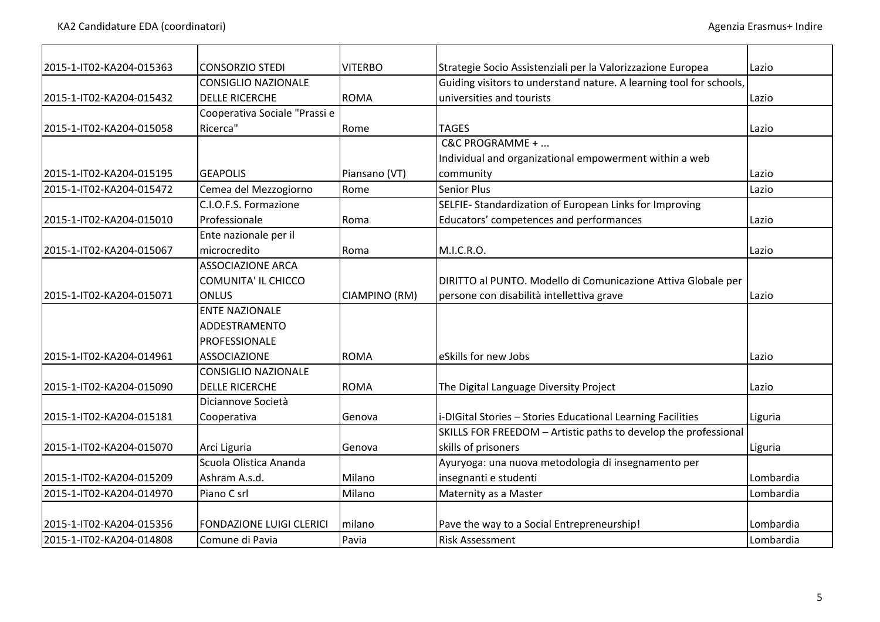| 2015-1-IT02-KA204-015363 | CONSORZIO STEDI | VITERBO | Strategie Socio Assistenziali per la Valorizzazione Europea | Lazio |
|---|---|---|---|---|
| 2015-1-IT02-KA204-015432 | CONSIGLIO NAZIONALE DELLE RICERCHE | ROMA | Guiding visitors to understand nature. A learning tool for schools, universities and tourists | Lazio |
| 2015-1-IT02-KA204-015058 | Cooperativa Sociale "Prassi e Ricerca" | Rome | TAGES | Lazio |
| 2015-1-IT02-KA204-015195 | GEAPOLIS | Piansano (VT) | C&C PROGRAMME + ... Individual and organizational empowerment within a web community | Lazio |
| 2015-1-IT02-KA204-015472 | Cemea del Mezzogiorno | Rome | Senior Plus | Lazio |
| 2015-1-IT02-KA204-015010 | C.I.O.F.S. Formazione Professionale | Roma | SELFIE- Standardization of European Links for Improving Educators' competences and performances | Lazio |
| 2015-1-IT02-KA204-015067 | Ente nazionale per il microcredito | Roma | M.I.C.R.O. | Lazio |
| 2015-1-IT02-KA204-015071 | ASSOCIAZIONE ARCA COMUNITA' IL CHICCO ONLUS | CIAMPINO (RM) | DIRITTO al PUNTO. Modello di Comunicazione Attiva Globale per persone con disabilità intellettiva grave | Lazio |
| 2015-1-IT02-KA204-014961 | ENTE NAZIONALE ADDESTRAMENTO PROFESSIONALE ASSOCIAZIONE | ROMA | eSkills for new Jobs | Lazio |
| 2015-1-IT02-KA204-015090 | CONSIGLIO NAZIONALE DELLE RICERCHE | ROMA | The Digital Language Diversity Project | Lazio |
| 2015-1-IT02-KA204-015181 | Diciannove Società Cooperativa | Genova | i-DIGital Stories – Stories Educational Learning Facilities | Liguria |
| 2015-1-IT02-KA204-015070 | Arci Liguria | Genova | SKILLS FOR FREEDOM – Artistic paths to develop the professional skills of prisoners | Liguria |
| 2015-1-IT02-KA204-015209 | Scuola Olistica Ananda Ashram A.s.d. | Milano | Ayuryoga: una nuova metodologia di insegnamento per insegnanti e studenti | Lombardia |
| 2015-1-IT02-KA204-014970 | Piano C srl | Milano | Maternity as a Master | Lombardia |
| 2015-1-IT02-KA204-015356 | FONDAZIONE LUIGI CLERICI | milano | Pave the way to a Social Entrepreneurship! | Lombardia |
| 2015-1-IT02-KA204-014808 | Comune di Pavia | Pavia | Risk Assessment | Lombardia |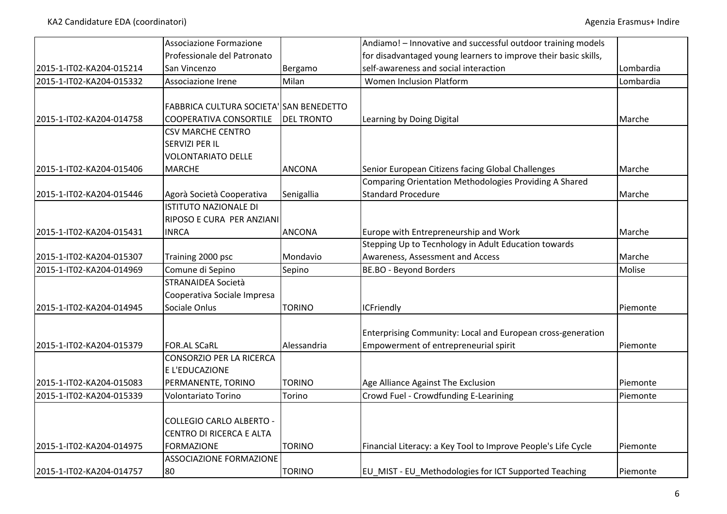| | | | | |
|---|---|---|---|---|
| 2015-1-IT02-KA204-015214 | Associazione Formazione Professionale del Patronato San Vincenzo | Bergamo | Andiamo! – Innovative and successful outdoor training models for disadvantaged young learners to improve their basic skills, self-awareness and social interaction | Lombardia |
| 2015-1-IT02-KA204-015332 | Associazione Irene | Milan | Women Inclusion Platform | Lombardia |
| 2015-1-IT02-KA204-014758 | FABBRICA CULTURA SOCIETA' COOPERATIVA CONSORTILE | SAN BENEDETTO DEL TRONTO | Learning by Doing Digital | Marche |
| 2015-1-IT02-KA204-015406 | CSV MARCHE CENTRO SERVIZI PER IL VOLONTARIATO DELLE MARCHE | ANCONA | Senior European Citizens facing Global Challenges | Marche |
| 2015-1-IT02-KA204-015446 | Agorà Società Cooperativa | Senigallia | Comparing Orientation Methodologies Providing A Shared Standard Procedure | Marche |
| 2015-1-IT02-KA204-015431 | ISTITUTO NAZIONALE DI RIPOSO E CURA PER ANZIANI INRCA | ANCONA | Europe with Entrepreneurship and Work | Marche |
| 2015-1-IT02-KA204-015307 | Training 2000 psc | Mondavio | Stepping Up to Tecnhology in Adult Education towards Awareness, Assessment and Access | Marche |
| 2015-1-IT02-KA204-014969 | Comune di Sepino | Sepino | BE.BO - Beyond Borders | Molise |
| 2015-1-IT02-KA204-014945 | STRANAIDEA Società Cooperativa Sociale Impresa Sociale Onlus | TORINO | ICFriendly | Piemonte |
| 2015-1-IT02-KA204-015379 | FOR.AL SCaRL | Alessandria | Enterprising Community: Local and European cross-generation Empowerment of entrepreneurial spirit | Piemonte |
| 2015-1-IT02-KA204-015083 | CONSORZIO PER LA RICERCA E L'EDUCAZIONE PERMANENTE, TORINO | TORINO | Age Alliance Against The Exclusion | Piemonte |
| 2015-1-IT02-KA204-015339 | Volontariato Torino | Torino | Crowd Fuel - Crowdfunding E-Learining | Piemonte |
| 2015-1-IT02-KA204-014975 | COLLEGIO CARLO ALBERTO - CENTRO DI RICERCA E ALTA FORMAZIONE | TORINO | Financial Literacy: a Key Tool to Improve People's Life Cycle | Piemonte |
| 2015-1-IT02-KA204-014757 | ASSOCIAZIONE FORMAZIONE 80 | TORINO | EU_MIST - EU_Methodologies for ICT Supported Teaching | Piemonte |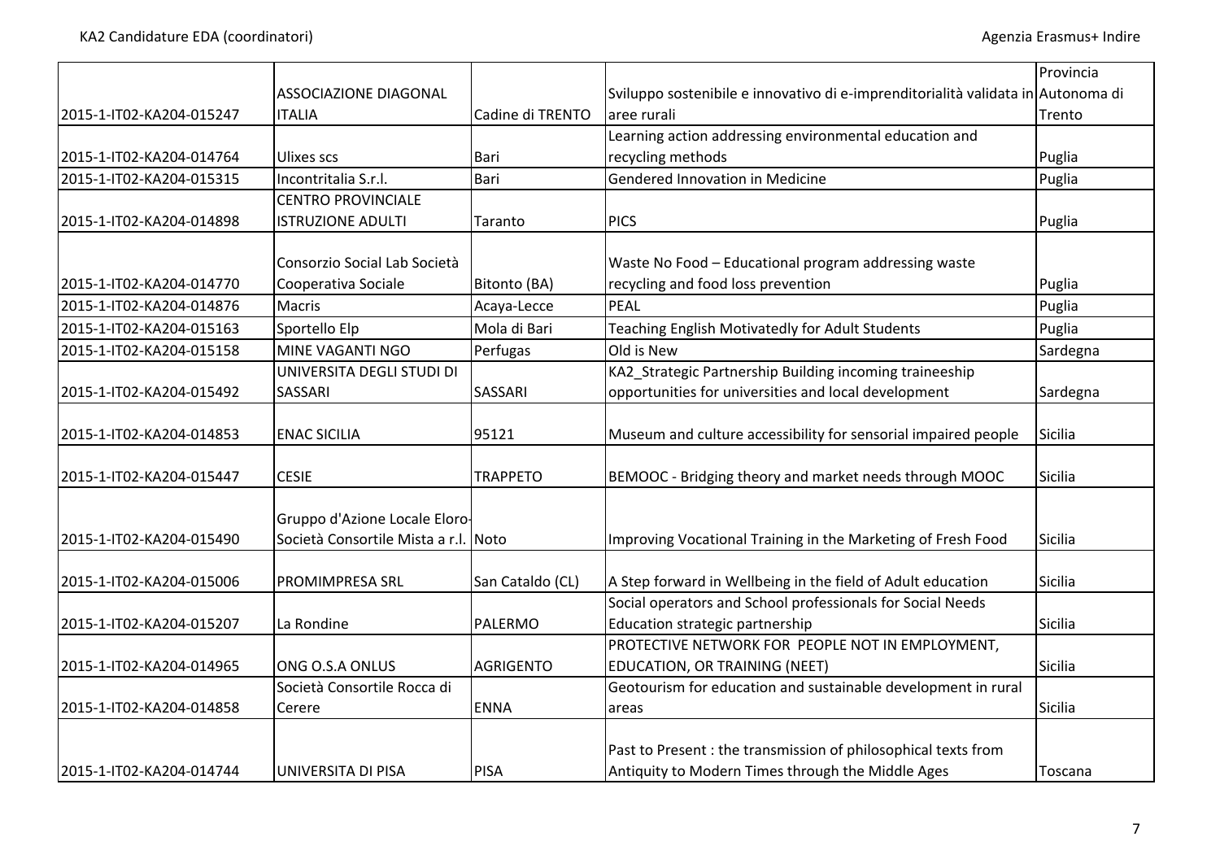| | | | | |
|---|---|---|---|---|
| 2015-1-IT02-KA204-015247 | ASSOCIAZIONE DIAGONAL ITALIA | Cadine di TRENTO | Sviluppo sostenibile e innovativo di e-imprenditorialità validata in aree rurali | Provincia Autonoma di Trento |
| 2015-1-IT02-KA204-014764 | Ulixes scs | Bari | Learning action addressing environmental education and recycling methods | Puglia |
| 2015-1-IT02-KA204-015315 | Incontritalia S.r.l. | Bari | Gendered Innovation in Medicine | Puglia |
| 2015-1-IT02-KA204-014898 | CENTRO PROVINCIALE ISTRUZIONE ADULTI | Taranto | PICS | Puglia |
| 2015-1-IT02-KA204-014770 | Consorzio Social Lab Società Cooperativa Sociale | Bitonto (BA) | Waste No Food – Educational program addressing waste recycling and food loss prevention | Puglia |
| 2015-1-IT02-KA204-014876 | Macris | Acaya-Lecce | PEAL | Puglia |
| 2015-1-IT02-KA204-015163 | Sportello Elp | Mola di Bari | Teaching English Motivatedly for Adult Students | Puglia |
| 2015-1-IT02-KA204-015158 | MINE VAGANTI NGO | Perfugas | Old is New | Sardegna |
| 2015-1-IT02-KA204-015492 | UNIVERSITA DEGLI STUDI DI SASSARI | SASSARI | KA2_Strategic Partnership Building incoming traineeship opportunities for universities and local development | Sardegna |
| 2015-1-IT02-KA204-014853 | ENAC SICILIA | 95121 | Museum and culture accessibility for sensorial impaired people | Sicilia |
| 2015-1-IT02-KA204-015447 | CESIE | TRAPPETO | BEMOOC - Bridging theory and market needs through MOOC | Sicilia |
| 2015-1-IT02-KA204-015490 | Gruppo d'Azione Locale Eloro-Società Consortile Mista a r.l. | Noto | Improving Vocational Training in the Marketing of Fresh Food | Sicilia |
| 2015-1-IT02-KA204-015006 | PROMIMPRESA SRL | San Cataldo (CL) | A Step forward in Wellbeing in the field of Adult education | Sicilia |
| 2015-1-IT02-KA204-015207 | La Rondine | PALERMO | Social operators and School professionals for Social Needs Education strategic partnership | Sicilia |
| 2015-1-IT02-KA204-014965 | ONG O.S.A ONLUS | AGRIGENTO | PROTECTIVE NETWORK FOR PEOPLE NOT IN EMPLOYMENT, EDUCATION, OR TRAINING (NEET) | Sicilia |
| 2015-1-IT02-KA204-014858 | Società Consortile Rocca di Cerere | ENNA | Geotourism for education and sustainable development in rural areas | Sicilia |
| 2015-1-IT02-KA204-014744 | UNIVERSITA DI PISA | PISA | Past to Present : the transmission of philosophical texts from Antiquity to Modern Times through the Middle Ages | Toscana |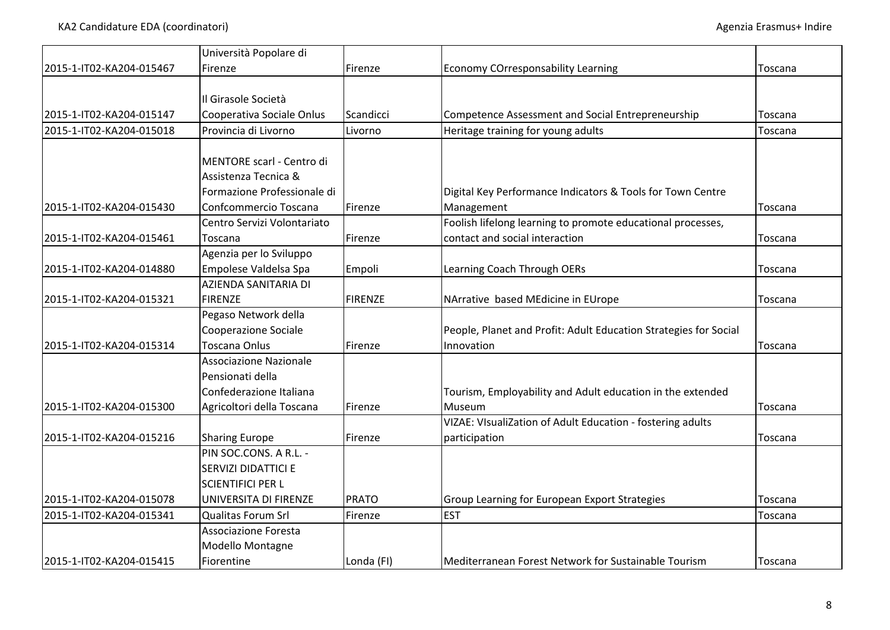| | | | | |
|---|---|---|---|---|
| 2015-1-IT02-KA204-015467 | Università Popolare di Firenze | Firenze | Economy COrresponsability Learning | Toscana |
| 2015-1-IT02-KA204-015147 | Il Girasole Società Cooperativa Sociale Onlus | Scandicci | Competence Assessment and Social Entrepreneurship | Toscana |
| 2015-1-IT02-KA204-015018 | Provincia di Livorno | Livorno | Heritage training for young adults | Toscana |
| 2015-1-IT02-KA204-015430 | MENTORE scarl - Centro di Assistenza Tecnica & Formazione Professionale di Confcommercio Toscana | Firenze | Digital Key Performance Indicators & Tools for Town Centre Management | Toscana |
| 2015-1-IT02-KA204-015461 | Centro Servizi Volontariato Toscana | Firenze | Foolish lifelong learning to promote educational processes, contact and social interaction | Toscana |
| 2015-1-IT02-KA204-014880 | Agenzia per lo Sviluppo Empolese Valdelsa Spa | Empoli | Learning Coach Through OERs | Toscana |
| 2015-1-IT02-KA204-015321 | AZIENDA SANITARIA DI FIRENZE | FIRENZE | NArrative based MEdicine in EUrope | Toscana |
| 2015-1-IT02-KA204-015314 | Pegaso Network della Cooperazione Sociale Toscana Onlus | Firenze | People, Planet and Profit: Adult Education Strategies for Social Innovation | Toscana |
| 2015-1-IT02-KA204-015300 | Associazione Nazionale Pensionati della Confederazione Italiana Agricoltori della Toscana | Firenze | Tourism, Employability and Adult education in the extended Museum | Toscana |
| 2015-1-IT02-KA204-015216 | Sharing Europe | Firenze | VIZAE: VIsualiZation of Adult Education - fostering adults participation | Toscana |
| 2015-1-IT02-KA204-015078 | PIN SOC.CONS. A R.L. - SERVIZI DIDATTICI E SCIENTIFICI PER L UNIVERSITA DI FIRENZE | PRATO | Group Learning for European Export Strategies | Toscana |
| 2015-1-IT02-KA204-015341 | Qualitas Forum Srl | Firenze | EST | Toscana |
| 2015-1-IT02-KA204-015415 | Associazione Foresta Modello Montagne Fiorentine | Londa (FI) | Mediterranean Forest Network for Sustainable Tourism | Toscana |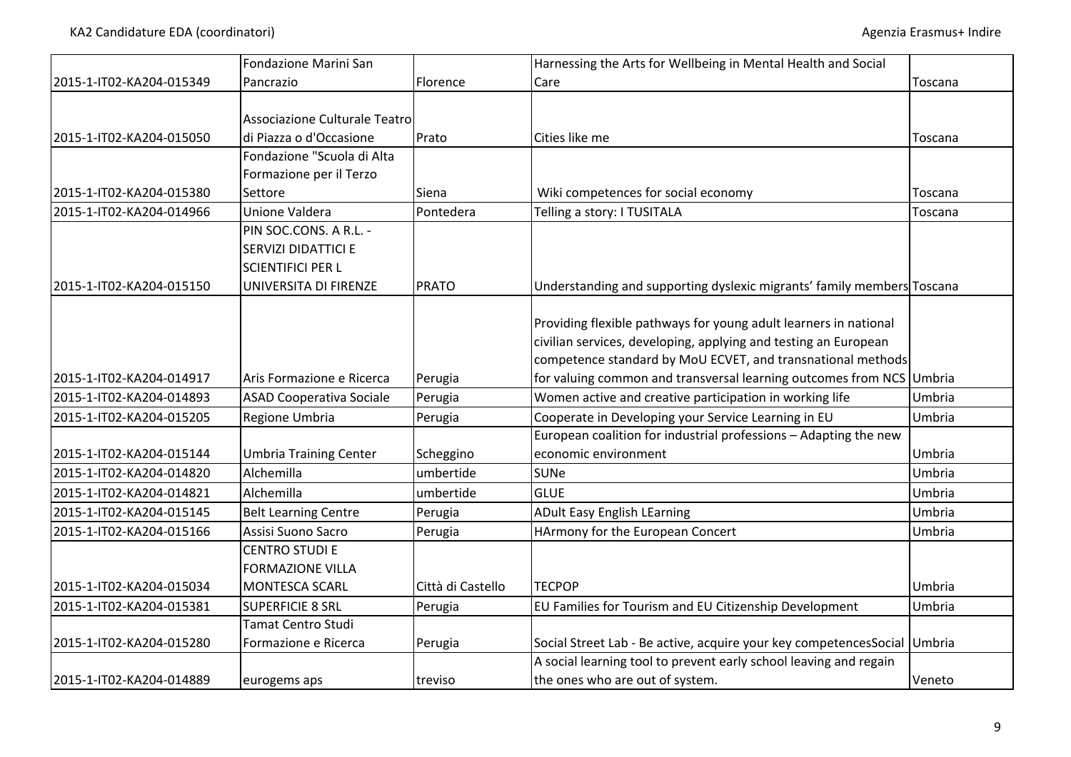| | | | | |
|---|---|---|---|---|
| 2015-1-IT02-KA204-015349 | Fondazione Marini San Pancrazio | Florence | Harnessing the Arts for Wellbeing in Mental Health and Social Care | Toscana |
| 2015-1-IT02-KA204-015050 | Associazione Culturale Teatro di Piazza o d'Occasione | Prato | Cities like me | Toscana |
| 2015-1-IT02-KA204-015380 | Fondazione "Scuola di Alta Formazione per il Terzo Settore | Siena | Wiki competences for social economy | Toscana |
| 2015-1-IT02-KA204-014966 | Unione Valdera | Pontedera | Telling a story: I TUSITALA | Toscana |
| 2015-1-IT02-KA204-015150 | PIN SOC.CONS. A R.L. - SERVIZI DIDATTICI E SCIENTIFICI PER L UNIVERSITA DI FIRENZE | PRATO | Understanding and supporting dyslexic migrants' family members | Toscana |
| 2015-1-IT02-KA204-014917 | Aris Formazione e Ricerca | Perugia | Providing flexible pathways for young adult learners in national civilian services, developing, applying and testing an European competence standard by MoU ECVET, and transnational methods for valuing common and transversal learning outcomes from NCS | Umbria |
| 2015-1-IT02-KA204-014893 | ASAD Cooperativa Sociale | Perugia | Women active and creative participation in working life | Umbria |
| 2015-1-IT02-KA204-015205 | Regione Umbria | Perugia | Cooperate in Developing your Service Learning in EU | Umbria |
| 2015-1-IT02-KA204-015144 | Umbria Training Center | Scheggino | European coalition for industrial professions – Adapting the new economic environment | Umbria |
| 2015-1-IT02-KA204-014820 | Alchemilla | umbertide | SUNe | Umbria |
| 2015-1-IT02-KA204-014821 | Alchemilla | umbertide | GLUE | Umbria |
| 2015-1-IT02-KA204-015145 | Belt Learning Centre | Perugia | ADult Easy English LEarning | Umbria |
| 2015-1-IT02-KA204-015166 | Assisi Suono Sacro | Perugia | HArmony for the European Concert | Umbria |
| 2015-1-IT02-KA204-015034 | CENTRO STUDI E FORMAZIONE VILLA MONTESCA SCARL | Città di Castello | TECPOP | Umbria |
| 2015-1-IT02-KA204-015381 | SUPERFICIE 8 SRL | Perugia | EU Families for Tourism and EU Citizenship Development | Umbria |
| 2015-1-IT02-KA204-015280 | Tamat Centro Studi Formazione e Ricerca | Perugia | Social Street Lab - Be active, acquire your key competencesSocial | Umbria |
| 2015-1-IT02-KA204-014889 | eurogems aps | treviso | A social learning tool to prevent early school leaving and regain the ones who are out of system. | Veneto |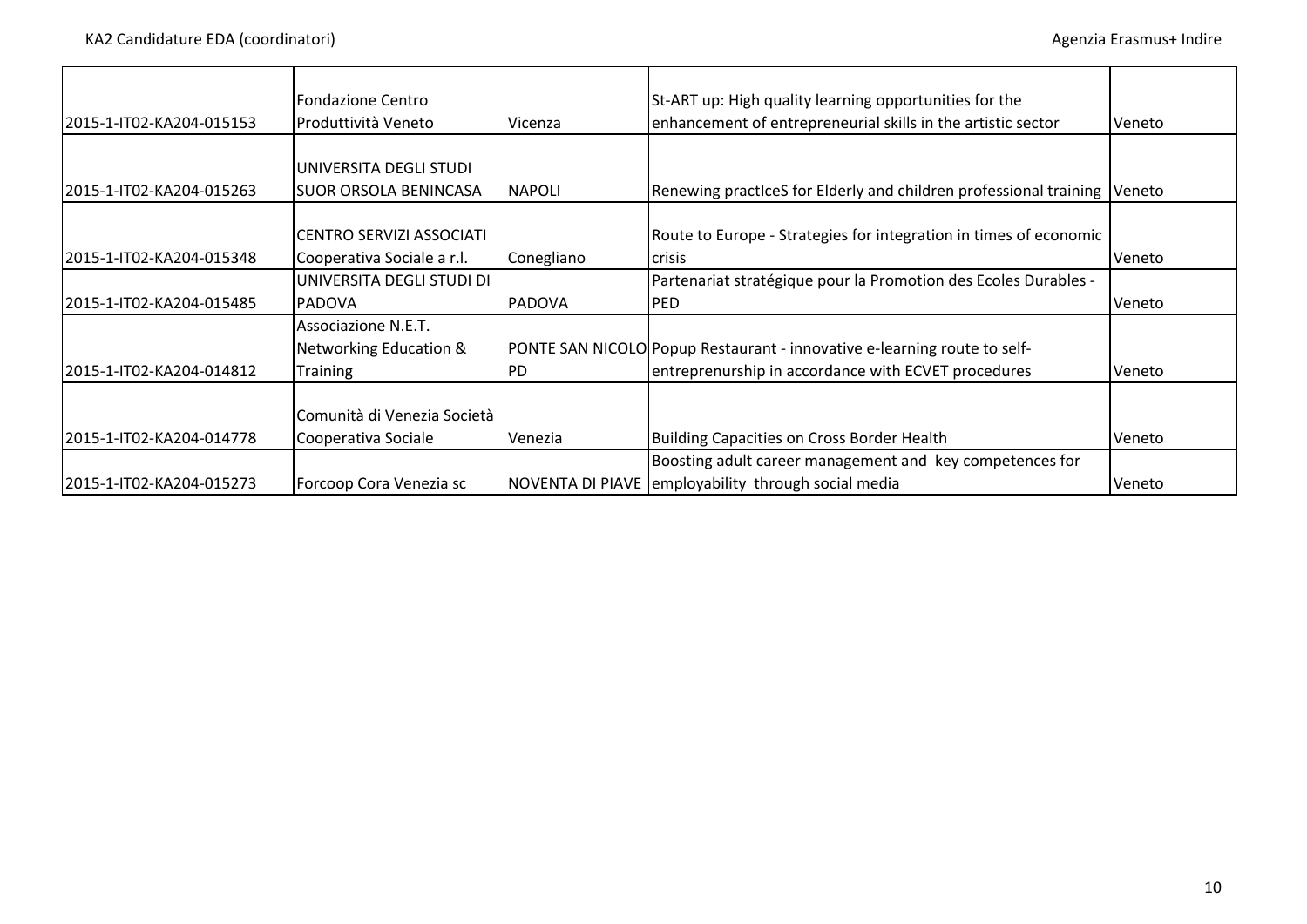| | | | | |
|---|---|---|---|---|
| 2015-1-IT02-KA204-015153 | Fondazione Centro Produttività Veneto | Vicenza | St-ART up: High quality learning opportunities for the enhancement of entrepreneurial skills in the artistic sector | Veneto |
| 2015-1-IT02-KA204-015263 | UNIVERSITA DEGLI STUDI SUOR ORSOLA BENINCASA | NAPOLI | Renewing practIceS for Elderly and children professional training | Veneto |
| 2015-1-IT02-KA204-015348 | CENTRO SERVIZI ASSOCIATI Cooperativa Sociale a r.l. | Conegliano | Route to Europe - Strategies for integration in times of economic crisis | Veneto |
| 2015-1-IT02-KA204-015485 | UNIVERSITA DEGLI STUDI DI PADOVA | PADOVA | Partenariat stratégique pour la Promotion des Ecoles Durables - PED | Veneto |
| 2015-1-IT02-KA204-014812 | Associazione N.E.T. Networking Education & Training | PONTE SAN NICOLO PD | Popup Restaurant - innovative e-learning route to self-entreprenurship in accordance with ECVET procedures | Veneto |
| 2015-1-IT02-KA204-014778 | Comunità di Venezia Società Cooperativa Sociale | Venezia | Building Capacities on Cross Border Health | Veneto |
| 2015-1-IT02-KA204-015273 | Forcoop Cora Venezia sc | NOVENTA DI PIAVE | Boosting adult career management and key competences for employability through social media | Veneto |